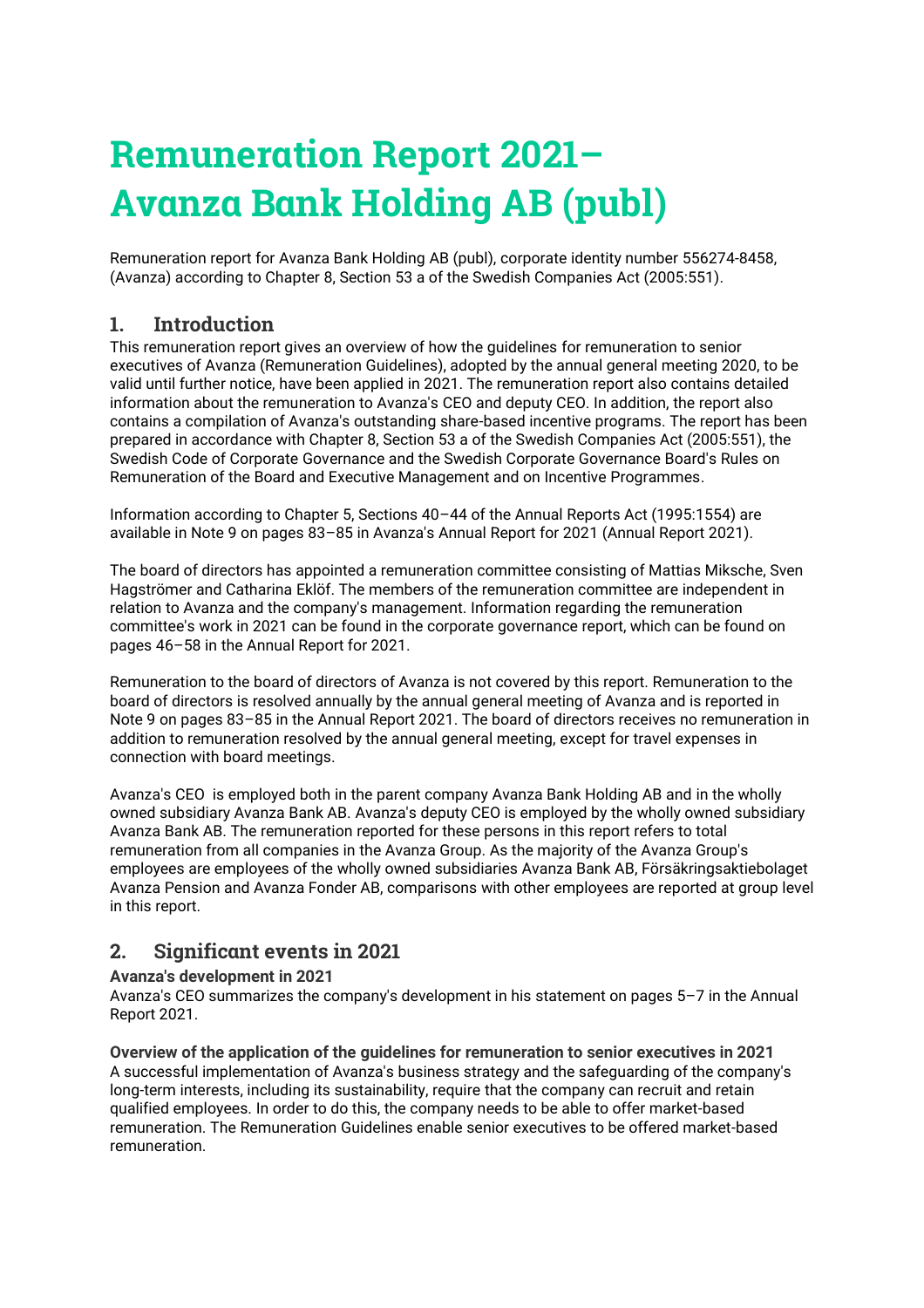# Remuneration Report 2021– Avanza Bank Holding AB (publ)

Remuneration report for Avanza Bank Holding AB (publ), corporate identity number 556274-8458, (Avanza) according to Chapter 8, Section 53 a of the Swedish Companies Act (2005:551).

## 1. Introduction

This remuneration report gives an overview of how the guidelines for remuneration to senior executives of Avanza (Remuneration Guidelines), adopted by the annual general meeting 2020, to be valid until further notice, have been applied in 2021. The remuneration report also contains detailed information about the remuneration to Avanza's CEO and deputy CEO. In addition, the report also contains a compilation of Avanza's outstanding share-based incentive programs. The report has been prepared in accordance with Chapter 8, Section 53 a of the Swedish Companies Act (2005:551), the Swedish Code of Corporate Governance and the Swedish Corporate Governance Board's Rules on Remuneration of the Board and Executive Management and on Incentive Programmes.

Information according to Chapter 5, Sections 40–44 of the Annual Reports Act (1995:1554) are available in Note 9 on pages 83–85 in Avanza's Annual Report for 2021 (Annual Report 2021).

The board of directors has appointed a remuneration committee consisting of Mattias Miksche, Sven Hagströmer and Catharina Eklöf. The members of the remuneration committee are independent in relation to Avanza and the company's management. Information regarding the remuneration committee's work in 2021 can be found in the corporate governance report, which can be found on pages 46–58 in the Annual Report for 2021.

Remuneration to the board of directors of Avanza is not covered by this report. Remuneration to the board of directors is resolved annually by the annual general meeting of Avanza and is reported in Note 9 on pages 83–85 in the Annual Report 2021. The board of directors receives no remuneration in addition to remuneration resolved by the annual general meeting, except for travel expenses in connection with board meetings.

Avanza's CEO is employed both in the parent company Avanza Bank Holding AB and in the wholly owned subsidiary Avanza Bank AB. Avanza's deputy CEO is employed by the wholly owned subsidiary Avanza Bank AB. The remuneration reported for these persons in this report refers to total remuneration from all companies in the Avanza Group. As the majority of the Avanza Group's employees are employees of the wholly owned subsidiaries Avanza Bank AB, Försäkringsaktiebolaget Avanza Pension and Avanza Fonder AB, comparisons with other employees are reported at group level in this report.

## 2. Significant events in 2021

**Avanza's development in 2021**

Avanza's CEO summarizes the company's development in his statement on pages 5–7 in the Annual Report 2021.

**Overview of the application of the guidelines for remuneration to senior executives in 2021**

A successful implementation of Avanza's business strategy and the safeguarding of the company's long-term interests, including its sustainability, require that the company can recruit and retain qualified employees. In order to do this, the company needs to be able to offer market-based remuneration. The Remuneration Guidelines enable senior executives to be offered market-based remuneration.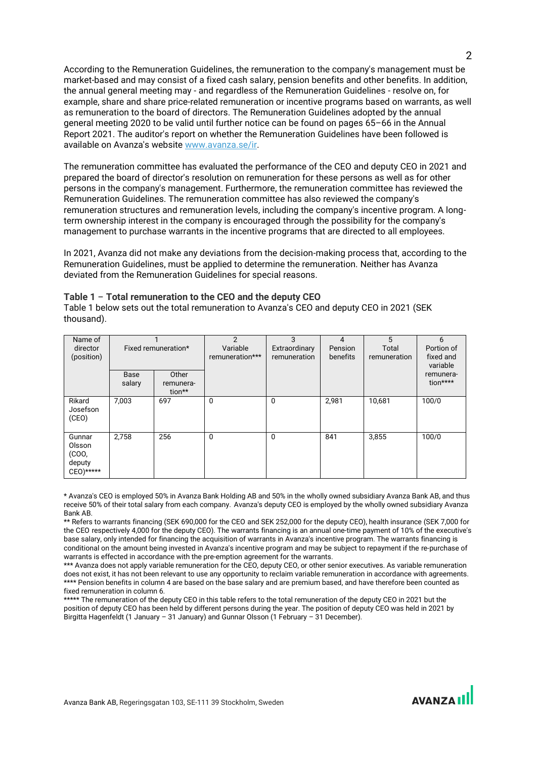According to the Remuneration Guidelines, the remuneration to the company's management must be market-based and may consist of a fixed cash salary, pension benefits and other benefits. In addition, the annual general meeting may - and regardless of the Remuneration Guidelines - resolve on, for example, share and share price-related remuneration or incentive programs based on warrants, as well as remuneration to the board of directors. The Remuneration Guidelines adopted by the annual general meeting 2020 to be valid until further notice can be found on pages 65–66 in the Annual Report 2021. The auditor's report on whether the Remuneration Guidelines have been followed is available on Avanza's website www.avanza.se/ir.

The remuneration committee has evaluated the performance of the CEO and deputy CEO in 2021 and prepared the board of director's resolution on remuneration for these persons as well as for other persons in the company's management. Furthermore, the remuneration committee has reviewed the Remuneration Guidelines. The remuneration committee has also reviewed the company's remuneration structures and remuneration levels, including the company's incentive program. A long-term ownership interest in the company is encouraged through the possibility for the company's management to purchase warrants in the incentive programs that are directed to all employees.

In 2021, Avanza did not make any deviations from the decision-making process that, according to the Remuneration Guidelines, must be applied to determine the remuneration. Neither has Avanza deviated from the Remuneration Guidelines for special reasons.

### Table 1 – Total remuneration to the CEO and the deputy CEO

Table 1 below sets out the total remuneration to Avanza's CEO and deputy CEO in 2021 (SEK thousand).

| Name of director (position) | 1 Fixed remuneration* | | 2 Variable remuneration*** | 3 Extraordinary remuneration | 4 Pension benefits | 5 Total remuneration | 6 Portion of fixed and variable remuneration**** |
|---|---|---|---|---|---|---|---|
| | Base salary | Other remuneration** | | | | | |
| Rikard Josefson (CEO) | 7,003 | 697 | 0 | 0 | 2,981 | 10,681 | 100/0 |
| Gunnar Olsson (COO, deputy CEO)***** | 2,758 | 256 | 0 | 0 | 841 | 3,855 | 100/0 |

* Avanza's CEO is employed 50% in Avanza Bank Holding AB and 50% in the wholly owned subsidiary Avanza Bank AB, and thus receive 50% of their total salary from each company. Avanza's deputy CEO is employed by the wholly owned subsidiary Avanza Bank AB.

** Refers to warrants financing (SEK 690,000 for the CEO and SEK 252,000 for the deputy CEO), health insurance (SEK 7,000 for the CEO respectively 4,000 for the deputy CEO). The warrants financing is an annual one-time payment of 10% of the executive's base salary, only intended for financing the acquisition of warrants in Avanza's incentive program. The warrants financing is conditional on the amount being invested in Avanza's incentive program and may be subject to repayment if the re-purchase of warrants is effected in accordance with the pre-emption agreement for the warrants.

*** Avanza does not apply variable remuneration for the CEO, deputy CEO, or other senior executives. As variable remuneration does not exist, it has not been relevant to use any opportunity to reclaim variable remuneration in accordance with agreements.

**** Pension benefits in column 4 are based on the base salary and are premium based, and have therefore been counted as fixed remuneration in column 6.

***** The remuneration of the deputy CEO in this table refers to the total remuneration of the deputy CEO in 2021 but the position of deputy CEO has been held by different persons during the year. The position of deputy CEO was held in 2021 by Birgitta Hagenfeldt (1 January – 31 January) and Gunnar Olsson (1 February – 31 December).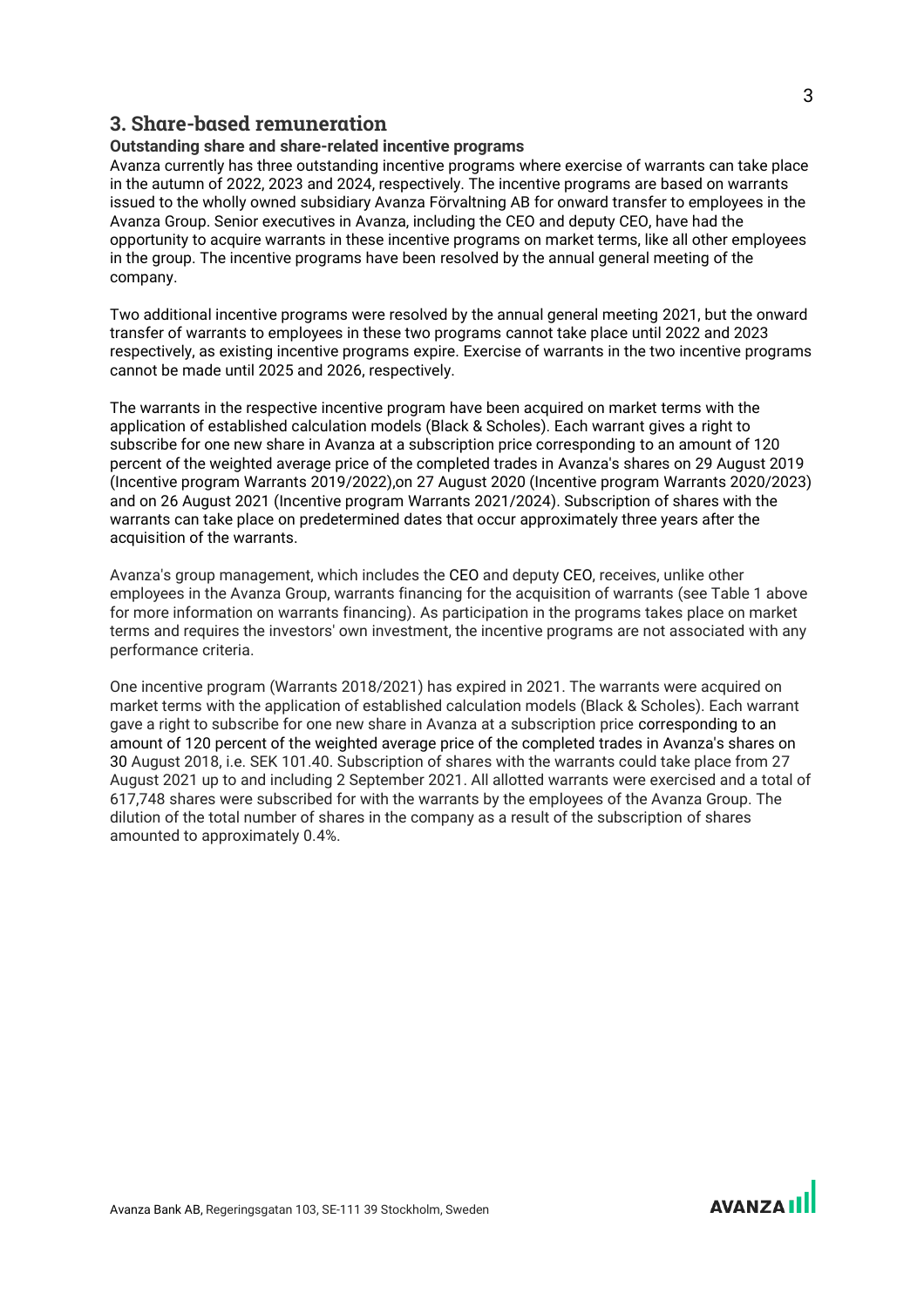## 3. Share-based remuneration

### Outstanding share and share-related incentive programs

Avanza currently has three outstanding incentive programs where exercise of warrants can take place in the autumn of 2022, 2023 and 2024, respectively. The incentive programs are based on warrants issued to the wholly owned subsidiary Avanza Förvaltning AB for onward transfer to employees in the Avanza Group. Senior executives in Avanza, including the CEO and deputy CEO, have had the opportunity to acquire warrants in these incentive programs on market terms, like all other employees in the group. The incentive programs have been resolved by the annual general meeting of the company.

Two additional incentive programs were resolved by the annual general meeting 2021, but the onward transfer of warrants to employees in these two programs cannot take place until 2022 and 2023 respectively, as existing incentive programs expire. Exercise of warrants in the two incentive programs cannot be made until 2025 and 2026, respectively.

The warrants in the respective incentive program have been acquired on market terms with the application of established calculation models (Black & Scholes). Each warrant gives a right to subscribe for one new share in Avanza at a subscription price corresponding to an amount of 120 percent of the weighted average price of the completed trades in Avanza's shares on 29 August 2019 (Incentive program Warrants 2019/2022),on 27 August 2020 (Incentive program Warrants 2020/2023) and on 26 August 2021 (Incentive program Warrants 2021/2024). Subscription of shares with the warrants can take place on predetermined dates that occur approximately three years after the acquisition of the warrants.

Avanza's group management, which includes the CEO and deputy CEO, receives, unlike other employees in the Avanza Group, warrants financing for the acquisition of warrants (see Table 1 above for more information on warrants financing). As participation in the programs takes place on market terms and requires the investors' own investment, the incentive programs are not associated with any performance criteria.

One incentive program (Warrants 2018/2021) has expired in 2021. The warrants were acquired on market terms with the application of established calculation models (Black & Scholes). Each warrant gave a right to subscribe for one new share in Avanza at a subscription price corresponding to an amount of 120 percent of the weighted average price of the completed trades in Avanza's shares on 30 August 2018, i.e. SEK 101.40. Subscription of shares with the warrants could take place from 27 August 2021 up to and including 2 September 2021. All allotted warrants were exercised and a total of 617,748 shares were subscribed for with the warrants by the employees of the Avanza Group. The dilution of the total number of shares in the company as a result of the subscription of shares amounted to approximately 0.4%.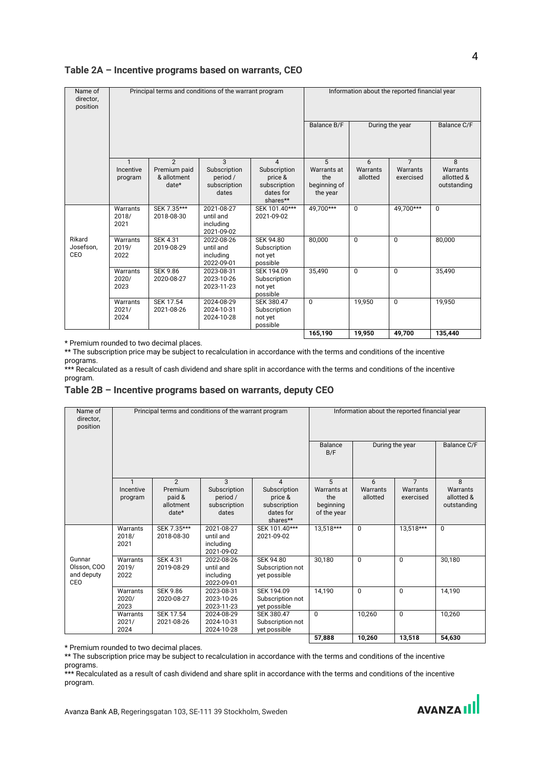## Table 2A – Incentive programs based on warrants, CEO

| Name of director, position | Principal terms and conditions of the warrant program | | | | Information about the reported financial year | | | |
|---|---|---|---|---|---|---|---|---|
| | | | | | Balance B/F | During the year | | Balance C/F |
| | 1<br>Incentive program | 2<br>Premium paid & allotment date* | 3<br>Subscription period / subscription dates | 4<br>Subscription price & subscription dates for shares** | 5<br>Warrants at the beginning of the year | 6<br>Warrants allotted | 7<br>Warrants exercised | 8<br>Warrants allotted & outstanding |
| Rikard Josefson, CEO | Warrants 2018/ 2021 | SEK 7.35***<br>2018-08-30 | 2021-08-27 until and including 2021-09-02 | SEK 101.40***<br>2021-09-02 | 49,700*** | 0 | 49,700*** | 0 |
| | Warrants 2019/ 2022 | SEK 4.31<br>2019-08-29 | 2022-08-26 until and including 2022-09-01 | SEK 94.80<br>Subscription not yet possible | 80,000 | 0 | 0 | 80,000 |
| | Warrants 2020/ 2023 | SEK 9.86<br>2020-08-27 | 2023-08-31<br>2023-10-26<br>2023-11-23 | SEK 194.09<br>Subscription not yet possible | 35,490 | 0 | 0 | 35,490 |
| | Warrants 2021/ 2024 | SEK 17.54<br>2021-08-26 | 2024-08-29<br>2024-10-31<br>2024-10-28 | SEK 380.47<br>Subscription not yet possible | 0 | 19,950 | 0 | 19,950 |
| | | | | | **165,190** | **19,950** | **49,700** | **135,440** |

\* Premium rounded to two decimal places.

** The subscription price may be subject to recalculation in accordance with the terms and conditions of the incentive programs.

*** Recalculated as a result of cash dividend and share split in accordance with the terms and conditions of the incentive program.

## Table 2B – Incentive programs based on warrants, deputy CEO

| Name of director, position | Principal terms and conditions of the warrant program | | | | Information about the reported financial year | | | |
|---|---|---|---|---|---|---|---|---|
| | | | | | Balance B/F | During the year | | Balance C/F |
| | 1<br>Incentive program | 2<br>Premium paid & allotment date* | 3<br>Subscription period / subscription dates | 4<br>Subscription price & subscription dates for shares** | 5<br>Warrants at the beginning of the year | 6<br>Warrants allotted | 7<br>Warrants exercised | 8<br>Warrants allotted & outstanding |
| Gunnar Olsson, COO and deputy CEO | Warrants 2018/ 2021 | SEK 7.35***<br>2018-08-30 | 2021-08-27 until and including 2021-09-02 | SEK 101.40***<br>2021-09-02 | 13,518*** | 0 | 13,518*** | 0 |
| | Warrants 2019/ 2022 | SEK 4.31<br>2019-08-29 | 2022-08-26 until and including 2022-09-01 | SEK 94.80<br>Subscription not yet possible | 30,180 | 0 | 0 | 30,180 |
| | Warrants 2020/ 2023 | SEK 9.86<br>2020-08-27 | 2023-08-31<br>2023-10-26<br>2023-11-23 | SEK 194.09<br>Subscription not yet possible | 14,190 | 0 | 0 | 14,190 |
| | Warrants 2021/ 2024 | SEK 17.54<br>2021-08-26 | 2024-08-29<br>2024-10-31<br>2024-10-28 | SEK 380.47<br>Subscription not yet possible | 0 | 10,260 | 0 | 10,260 |
| | | | | | **57,888** | **10,260** | **13,518** | **54,630** |

\* Premium rounded to two decimal places.

** The subscription price may be subject to recalculation in accordance with the terms and conditions of the incentive programs.

*** Recalculated as a result of cash dividend and share split in accordance with the terms and conditions of the incentive program.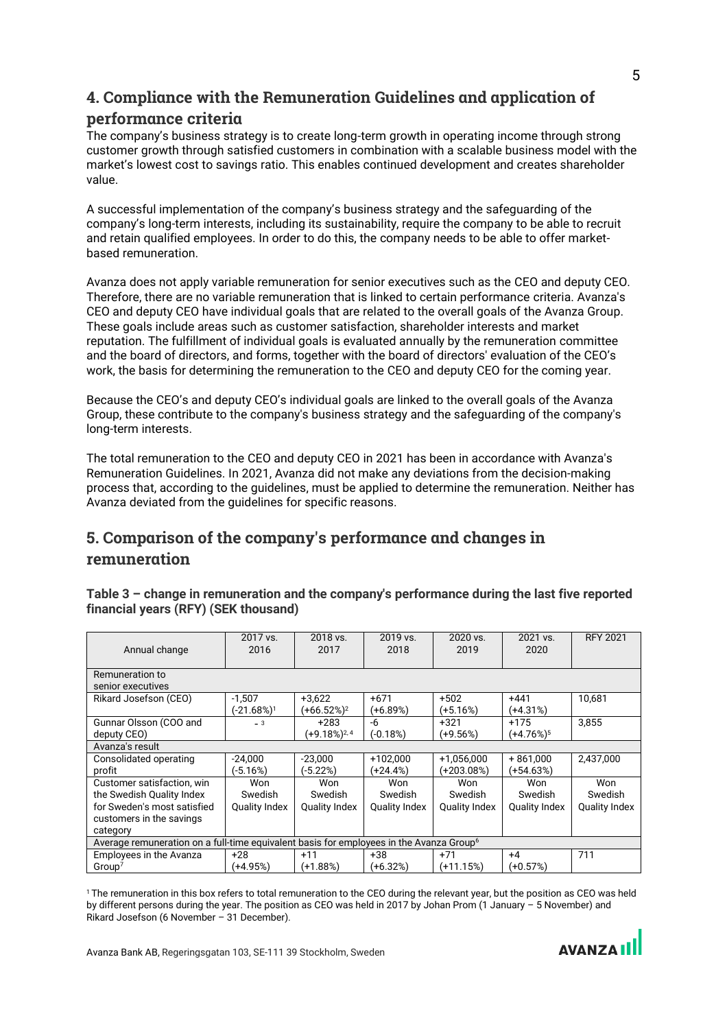## 4. Compliance with the Remuneration Guidelines and application of performance criteria

The company's business strategy is to create long-term growth in operating income through strong customer growth through satisfied customers in combination with a scalable business model with the market's lowest cost to savings ratio. This enables continued development and creates shareholder value.

A successful implementation of the company's business strategy and the safeguarding of the company's long-term interests, including its sustainability, require the company to be able to recruit and retain qualified employees. In order to do this, the company needs to be able to offer market-based remuneration.

Avanza does not apply variable remuneration for senior executives such as the CEO and deputy CEO. Therefore, there are no variable remuneration that is linked to certain performance criteria. Avanza's CEO and deputy CEO have individual goals that are related to the overall goals of the Avanza Group. These goals include areas such as customer satisfaction, shareholder interests and market reputation. The fulfillment of individual goals is evaluated annually by the remuneration committee and the board of directors, and forms, together with the board of directors' evaluation of the CEO's work, the basis for determining the remuneration to the CEO and deputy CEO for the coming year.

Because the CEO's and deputy CEO's individual goals are linked to the overall goals of the Avanza Group, these contribute to the company's business strategy and the safeguarding of the company's long-term interests.

The total remuneration to the CEO and deputy CEO in 2021 has been in accordance with Avanza's Remuneration Guidelines. In 2021, Avanza did not make any deviations from the decision-making process that, according to the guidelines, must be applied to determine the remuneration. Neither has Avanza deviated from the guidelines for specific reasons.

## 5. Comparison of the company's performance and changes in remuneration

**Table 3 – change in remuneration and the company's performance during the last five reported financial years (RFY) (SEK thousand)**

| Annual change | 2017 vs. 2016 | 2018 vs. 2017 | 2019 vs. 2018 | 2020 vs. 2019 | 2021 vs. 2020 | RFY 2021 |
|---|---|---|---|---|---|---|
| Remuneration to senior executives | | | | | | |
| Rikard Josefson (CEO) | -1,507 (-21.68%)[1] | +3,622 (+66.52%)[2] | +671 (+6.89%) | +502 (+5.16%) | +441 (+4.31%) | 10,681 |
| Gunnar Olsson (COO and deputy CEO) | -[3] | +283 (+9.18%)[2, 4] | -6 (-0.18%) | +321 (+9.56%) | +175 (+4.76%)[5] | 3,855 |
| Avanza's result | | | | | | |
| Consolidated operating profit | -24,000 (-5.16%) | -23,000 (-5.22%) | +102,000 (+24.4%) | +1,056,000 (+203.08%) | + 861,000 (+54.63%) | 2,437,000 |
| Customer satisfaction, win the Swedish Quality Index for Sweden's most satisfied customers in the savings category | Won Swedish Quality Index | Won Swedish Quality Index | Won Swedish Quality Index | Won Swedish Quality Index | Won Swedish Quality Index | Won Swedish Quality Index |
| Average remuneration on a full-time equivalent basis for employees in the Avanza Group[6] | | | | | | |
| Employees in the Avanza Group[7] | +28 (+4.95%) | +11 (+1.88%) | +38 (+6.32%) | +71 (+11.15%) | +4 (+0.57%) | 711 |

[1] The remuneration in this box refers to total remuneration to the CEO during the relevant year, but the position as CEO was held by different persons during the year. The position as CEO was held in 2017 by Johan Prom (1 January – 5 November) and Rikard Josefson (6 November – 31 December).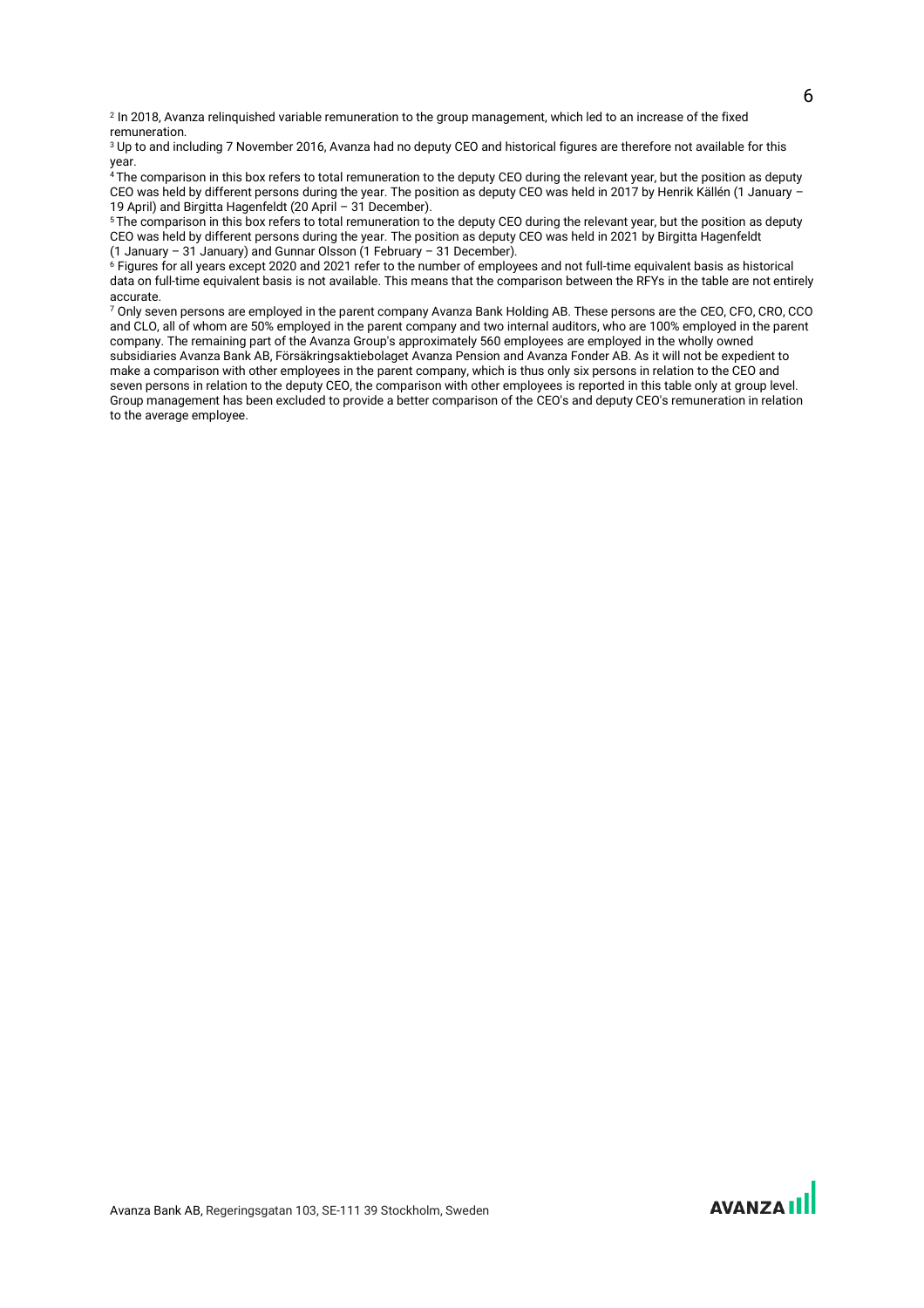[2] In 2018, Avanza relinquished variable remuneration to the group management, which led to an increase of the fixed remuneration.

[3] Up to and including 7 November 2016, Avanza had no deputy CEO and historical figures are therefore not available for this year.

[4] The comparison in this box refers to total remuneration to the deputy CEO during the relevant year, but the position as deputy CEO was held by different persons during the year. The position as deputy CEO was held in 2017 by Henrik Källén (1 January – 19 April) and Birgitta Hagenfeldt (20 April – 31 December).

[5] The comparison in this box refers to total remuneration to the deputy CEO during the relevant year, but the position as deputy CEO was held by different persons during the year. The position as deputy CEO was held in 2021 by Birgitta Hagenfeldt (1 January – 31 January) and Gunnar Olsson (1 February – 31 December).

[6] Figures for all years except 2020 and 2021 refer to the number of employees and not full-time equivalent basis as historical data on full-time equivalent basis is not available. This means that the comparison between the RFYs in the table are not entirely accurate.

[7] Only seven persons are employed in the parent company Avanza Bank Holding AB. These persons are the CEO, CFO, CRO, CCO and CLO, all of whom are 50% employed in the parent company and two internal auditors, who are 100% employed in the parent company. The remaining part of the Avanza Group's approximately 560 employees are employed in the wholly owned subsidiaries Avanza Bank AB, Försäkringsaktiebolaget Avanza Pension and Avanza Fonder AB. As it will not be expedient to make a comparison with other employees in the parent company, which is thus only six persons in relation to the CEO and seven persons in relation to the deputy CEO, the comparison with other employees is reported in this table only at group level. Group management has been excluded to provide a better comparison of the CEO's and deputy CEO's remuneration in relation to the average employee.